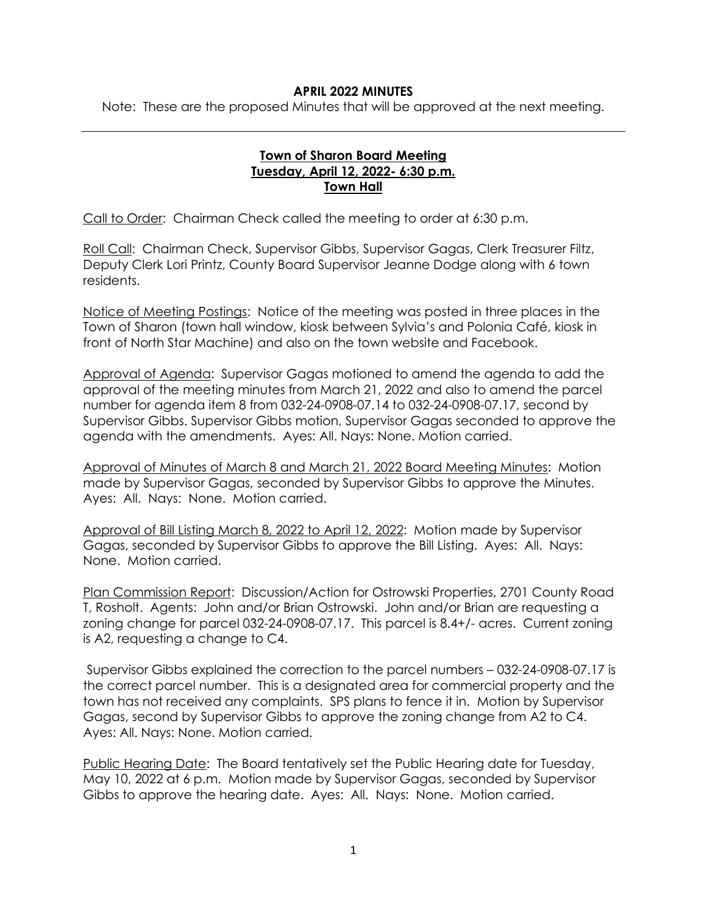**APRIL 2022 MINUTES**

Note: These are the proposed Minutes that will be approved at the next meeting.

---

**Town of Sharon Board Meeting**
**Tuesday, April 12, 2022- 6:30 p.m.**
**Town Hall**

Call to Order: Chairman Check called the meeting to order at 6:30 p.m.

Roll Call: Chairman Check, Supervisor Gibbs, Supervisor Gagas, Clerk Treasurer Filtz, Deputy Clerk Lori Printz, County Board Supervisor Jeanne Dodge along with 6 town residents.

Notice of Meeting Postings: Notice of the meeting was posted in three places in the Town of Sharon (town hall window, kiosk between Sylvia's and Polonia Café, kiosk in front of North Star Machine) and also on the town website and Facebook.

Approval of Agenda: Supervisor Gagas motioned to amend the agenda to add the approval of the meeting minutes from March 21, 2022 and also to amend the parcel number for agenda item 8 from 032-24-0908-07.14 to 032-24-0908-07.17, second by Supervisor Gibbs. Supervisor Gibbs motion, Supervisor Gagas seconded to approve the agenda with the amendments. Ayes: All. Nays: None. Motion carried.

Approval of Minutes of March 8 and March 21, 2022 Board Meeting Minutes: Motion made by Supervisor Gagas, seconded by Supervisor Gibbs to approve the Minutes. Ayes: All. Nays: None. Motion carried.

Approval of Bill Listing March 8, 2022 to April 12, 2022: Motion made by Supervisor Gagas, seconded by Supervisor Gibbs to approve the Bill Listing. Ayes: All. Nays: None. Motion carried.

Plan Commission Report: Discussion/Action for Ostrowski Properties, 2701 County Road T, Rosholt. Agents: John and/or Brian Ostrowski. John and/or Brian are requesting a zoning change for parcel 032-24-0908-07.17. This parcel is 8.4+/- acres. Current zoning is A2, requesting a change to C4.

Supervisor Gibbs explained the correction to the parcel numbers – 032-24-0908-07.17 is the correct parcel number. This is a designated area for commercial property and the town has not received any complaints. SPS plans to fence it in. Motion by Supervisor Gagas, second by Supervisor Gibbs to approve the zoning change from A2 to C4. Ayes: All. Nays: None. Motion carried.

Public Hearing Date: The Board tentatively set the Public Hearing date for Tuesday, May 10, 2022 at 6 p.m. Motion made by Supervisor Gagas, seconded by Supervisor Gibbs to approve the hearing date. Ayes: All. Nays: None. Motion carried.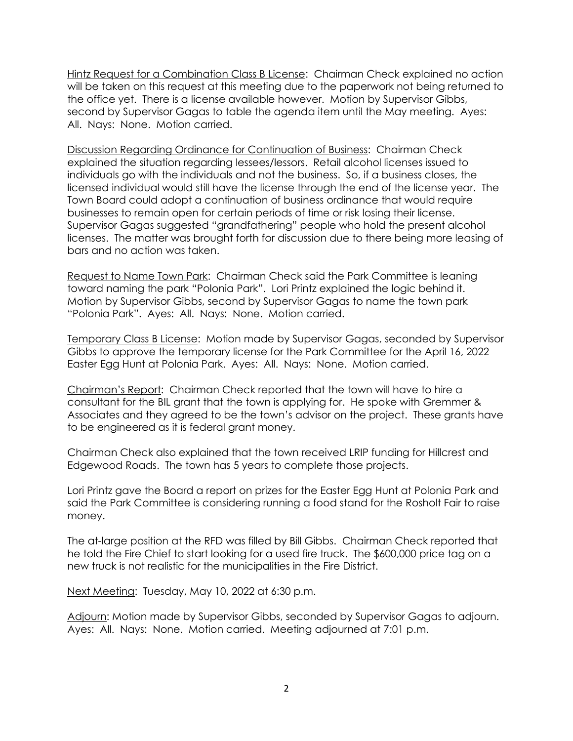Hintz Request for a Combination Class B License: Chairman Check explained no action will be taken on this request at this meeting due to the paperwork not being returned to the office yet. There is a license available however. Motion by Supervisor Gibbs, second by Supervisor Gagas to table the agenda item until the May meeting. Ayes: All. Nays: None. Motion carried.

Discussion Regarding Ordinance for Continuation of Business: Chairman Check explained the situation regarding lessees/lessors. Retail alcohol licenses issued to individuals go with the individuals and not the business. So, if a business closes, the licensed individual would still have the license through the end of the license year. The Town Board could adopt a continuation of business ordinance that would require businesses to remain open for certain periods of time or risk losing their license. Supervisor Gagas suggested "grandfathering" people who hold the present alcohol licenses. The matter was brought forth for discussion due to there being more leasing of bars and no action was taken.

Request to Name Town Park: Chairman Check said the Park Committee is leaning toward naming the park "Polonia Park". Lori Printz explained the logic behind it. Motion by Supervisor Gibbs, second by Supervisor Gagas to name the town park "Polonia Park". Ayes: All. Nays: None. Motion carried.

Temporary Class B License: Motion made by Supervisor Gagas, seconded by Supervisor Gibbs to approve the temporary license for the Park Committee for the April 16, 2022 Easter Egg Hunt at Polonia Park. Ayes: All. Nays: None. Motion carried.

Chairman's Report: Chairman Check reported that the town will have to hire a consultant for the BIL grant that the town is applying for. He spoke with Gremmer & Associates and they agreed to be the town's advisor on the project. These grants have to be engineered as it is federal grant money.

Chairman Check also explained that the town received LRIP funding for Hillcrest and Edgewood Roads. The town has 5 years to complete those projects.

Lori Printz gave the Board a report on prizes for the Easter Egg Hunt at Polonia Park and said the Park Committee is considering running a food stand for the Rosholt Fair to raise money.

The at-large position at the RFD was filled by Bill Gibbs. Chairman Check reported that he told the Fire Chief to start looking for a used fire truck. The $600,000 price tag on a new truck is not realistic for the municipalities in the Fire District.

Next Meeting: Tuesday, May 10, 2022 at 6:30 p.m.

Adjourn: Motion made by Supervisor Gibbs, seconded by Supervisor Gagas to adjourn. Ayes: All. Nays: None. Motion carried. Meeting adjourned at 7:01 p.m.